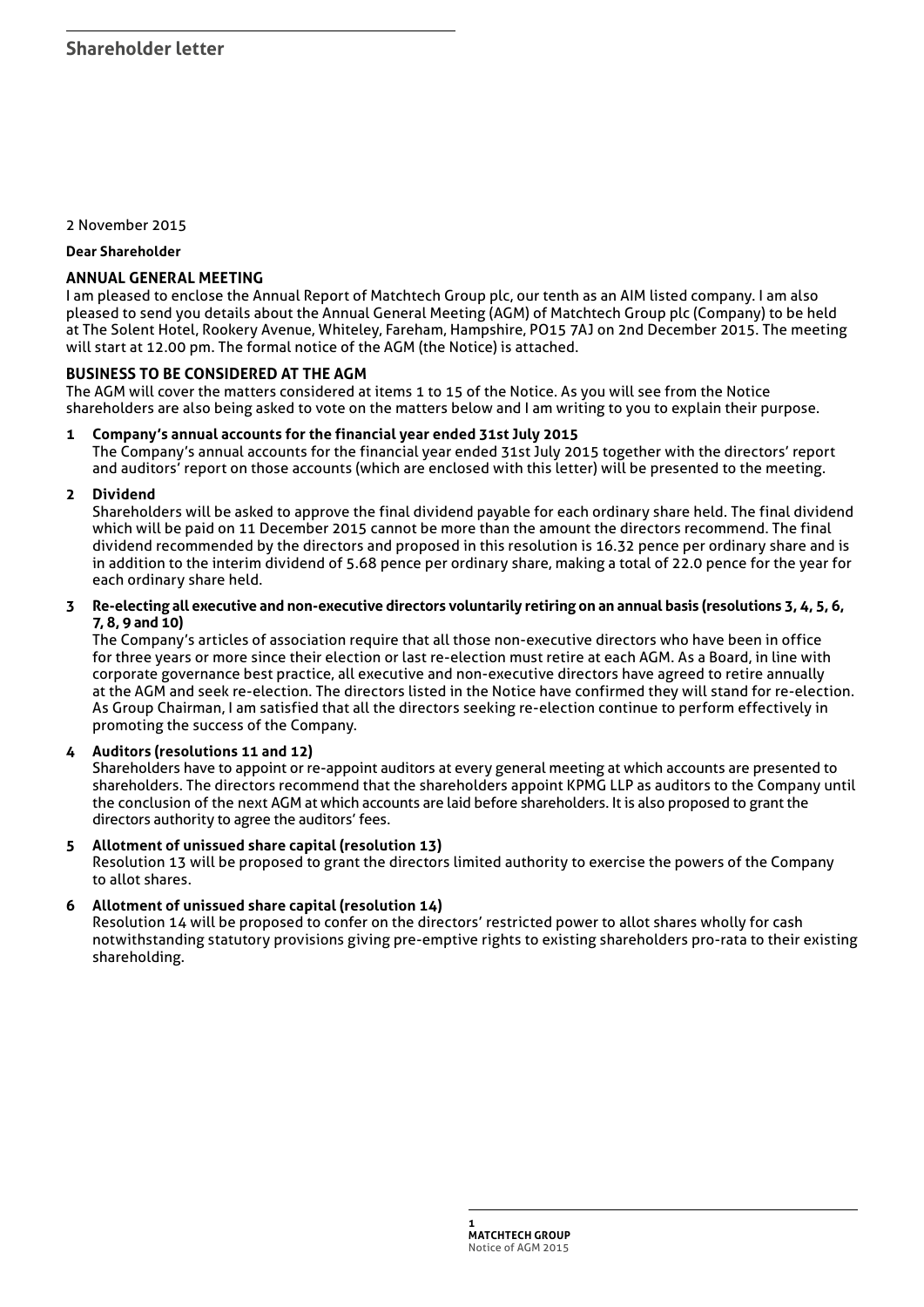# Shareholder letter

2 November 2015

**Dear Shareholder**

## ANNUAL GENERAL MEETING

I am pleased to enclose the Annual Report of Matchtech Group plc, our tenth as an AIM listed company. I am also pleased to send you details about the Annual General Meeting (AGM) of Matchtech Group plc (Company) to be held at The Solent Hotel, Rookery Avenue, Whiteley, Fareham, Hampshire, PO15 7AJ on 2nd December 2015. The meeting will start at 12.00 pm. The formal notice of the AGM (the Notice) is attached.

## BUSINESS TO BE CONSIDERED AT THE AGM

The AGM will cover the matters considered at items 1 to 15 of the Notice. As you will see from the Notice shareholders are also being asked to vote on the matters below and I am writing to you to explain their purpose.

**1 Company's annual accounts for the financial year ended 31st July 2015**

The Company's annual accounts for the financial year ended 31st July 2015 together with the directors' report and auditors' report on those accounts (which are enclosed with this letter) will be presented to the meeting.

**2 Dividend**

Shareholders will be asked to approve the final dividend payable for each ordinary share held. The final dividend which will be paid on 11 December 2015 cannot be more than the amount the directors recommend. The final dividend recommended by the directors and proposed in this resolution is 16.32 pence per ordinary share and is in addition to the interim dividend of 5.68 pence per ordinary share, making a total of 22.0 pence for the year for each ordinary share held.

**3 Re-electing all executive and non-executive directors voluntarily retiring on an annual basis (resolutions 3, 4, 5, 6, 7, 8, 9 and 10)**

The Company's articles of association require that all those non-executive directors who have been in office for three years or more since their election or last re-election must retire at each AGM. As a Board, in line with corporate governance best practice, all executive and non-executive directors have agreed to retire annually at the AGM and seek re-election. The directors listed in the Notice have confirmed they will stand for re-election. As Group Chairman, I am satisfied that all the directors seeking re-election continue to perform effectively in promoting the success of the Company.

**4 Auditors (resolutions 11 and 12)**

Shareholders have to appoint or re-appoint auditors at every general meeting at which accounts are presented to shareholders. The directors recommend that the shareholders appoint KPMG LLP as auditors to the Company until the conclusion of the next AGM at which accounts are laid before shareholders. It is also proposed to grant the directors authority to agree the auditors' fees.

**5 Allotment of unissued share capital (resolution 13)**

Resolution 13 will be proposed to grant the directors limited authority to exercise the powers of the Company to allot shares.

**6 Allotment of unissued share capital (resolution 14)**

Resolution 14 will be proposed to confer on the directors' restricted power to allot shares wholly for cash notwithstanding statutory provisions giving pre-emptive rights to existing shareholders pro-rata to their existing shareholding.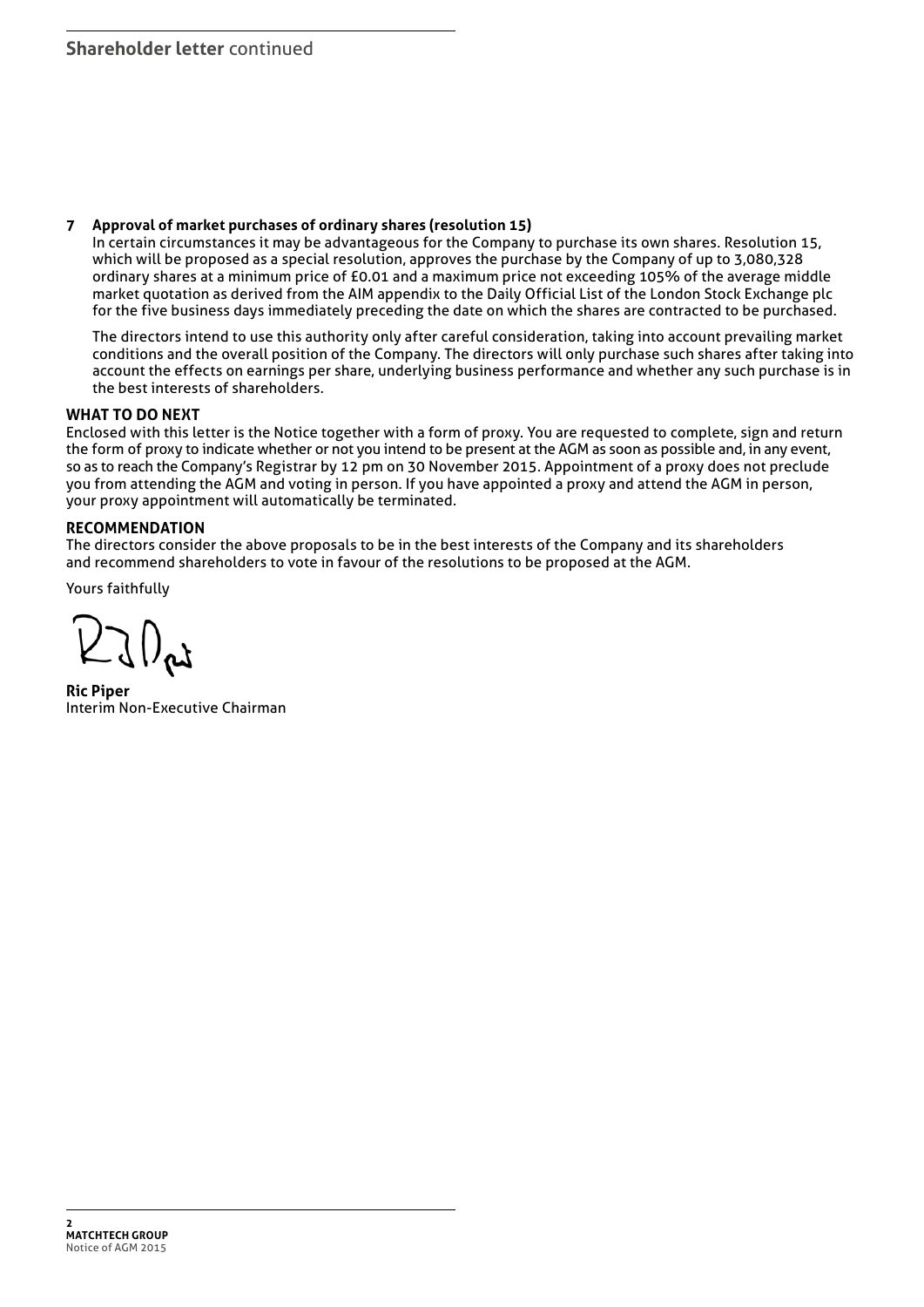## Shareholder letter continued

**7 Approval of market purchases of ordinary shares (resolution 15)**

In certain circumstances it may be advantageous for the Company to purchase its own shares. Resolution 15, which will be proposed as a special resolution, approves the purchase by the Company of up to 3,080,328 ordinary shares at a minimum price of £0.01 and a maximum price not exceeding 105% of the average middle market quotation as derived from the AIM appendix to the Daily Official List of the London Stock Exchange plc for the five business days immediately preceding the date on which the shares are contracted to be purchased.

The directors intend to use this authority only after careful consideration, taking into account prevailing market conditions and the overall position of the Company. The directors will only purchase such shares after taking into account the effects on earnings per share, underlying business performance and whether any such purchase is in the best interests of shareholders.

### WHAT TO DO NEXT

Enclosed with this letter is the Notice together with a form of proxy. You are requested to complete, sign and return the form of proxy to indicate whether or not you intend to be present at the AGM as soon as possible and, in any event, so as to reach the Company's Registrar by 12 pm on 30 November 2015. Appointment of a proxy does not preclude you from attending the AGM and voting in person. If you have appointed a proxy and attend the AGM in person, your proxy appointment will automatically be terminated.

### RECOMMENDATION

The directors consider the above proposals to be in the best interests of the Company and its shareholders and recommend shareholders to vote in favour of the resolutions to be proposed at the AGM.

Yours faithfully

**Ric Piper**
Interim Non-Executive Chairman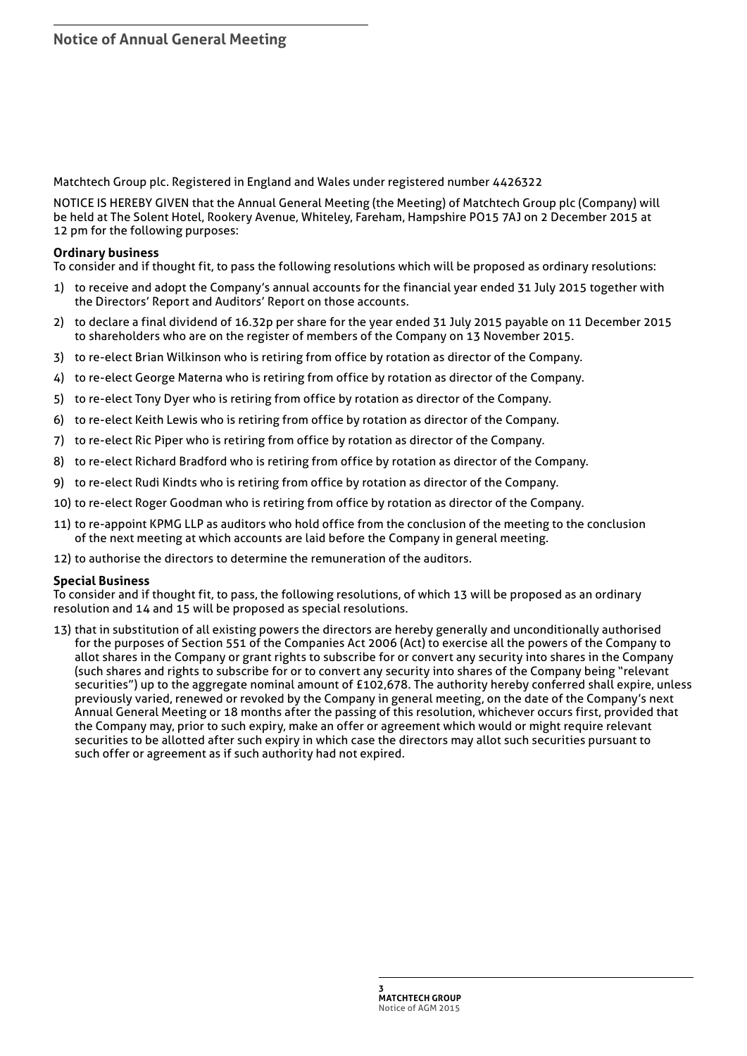# Notice of Annual General Meeting

Matchtech Group plc. Registered in England and Wales under registered number 4426322

NOTICE IS HEREBY GIVEN that the Annual General Meeting (the Meeting) of Matchtech Group plc (Company) will be held at The Solent Hotel, Rookery Avenue, Whiteley, Fareham, Hampshire PO15 7AJ on 2 December 2015 at 12 pm for the following purposes:

**Ordinary business**

To consider and if thought fit, to pass the following resolutions which will be proposed as ordinary resolutions:

1) to receive and adopt the Company's annual accounts for the financial year ended 31 July 2015 together with the Directors' Report and Auditors' Report on those accounts.
2) to declare a final dividend of 16.32p per share for the year ended 31 July 2015 payable on 11 December 2015 to shareholders who are on the register of members of the Company on 13 November 2015.
3) to re-elect Brian Wilkinson who is retiring from office by rotation as director of the Company.
4) to re-elect George Materna who is retiring from office by rotation as director of the Company.
5) to re-elect Tony Dyer who is retiring from office by rotation as director of the Company.
6) to re-elect Keith Lewis who is retiring from office by rotation as director of the Company.
7) to re-elect Ric Piper who is retiring from office by rotation as director of the Company.
8) to re-elect Richard Bradford who is retiring from office by rotation as director of the Company.
9) to re-elect Rudi Kindts who is retiring from office by rotation as director of the Company.
10) to re-elect Roger Goodman who is retiring from office by rotation as director of the Company.
11) to re-appoint KPMG LLP as auditors who hold office from the conclusion of the meeting to the conclusion of the next meeting at which accounts are laid before the Company in general meeting.
12) to authorise the directors to determine the remuneration of the auditors.

**Special Business**

To consider and if thought fit, to pass, the following resolutions, of which 13 will be proposed as an ordinary resolution and 14 and 15 will be proposed as special resolutions.

13) that in substitution of all existing powers the directors are hereby generally and unconditionally authorised for the purposes of Section 551 of the Companies Act 2006 (Act) to exercise all the powers of the Company to allot shares in the Company or grant rights to subscribe for or convert any security into shares in the Company (such shares and rights to subscribe for or to convert any security into shares of the Company being "relevant securities") up to the aggregate nominal amount of £102,678. The authority hereby conferred shall expire, unless previously varied, renewed or revoked by the Company in general meeting, on the date of the Company's next Annual General Meeting or 18 months after the passing of this resolution, whichever occurs first, provided that the Company may, prior to such expiry, make an offer or agreement which would or might require relevant securities to be allotted after such expiry in which case the directors may allot such securities pursuant to such offer or agreement as if such authority had not expired.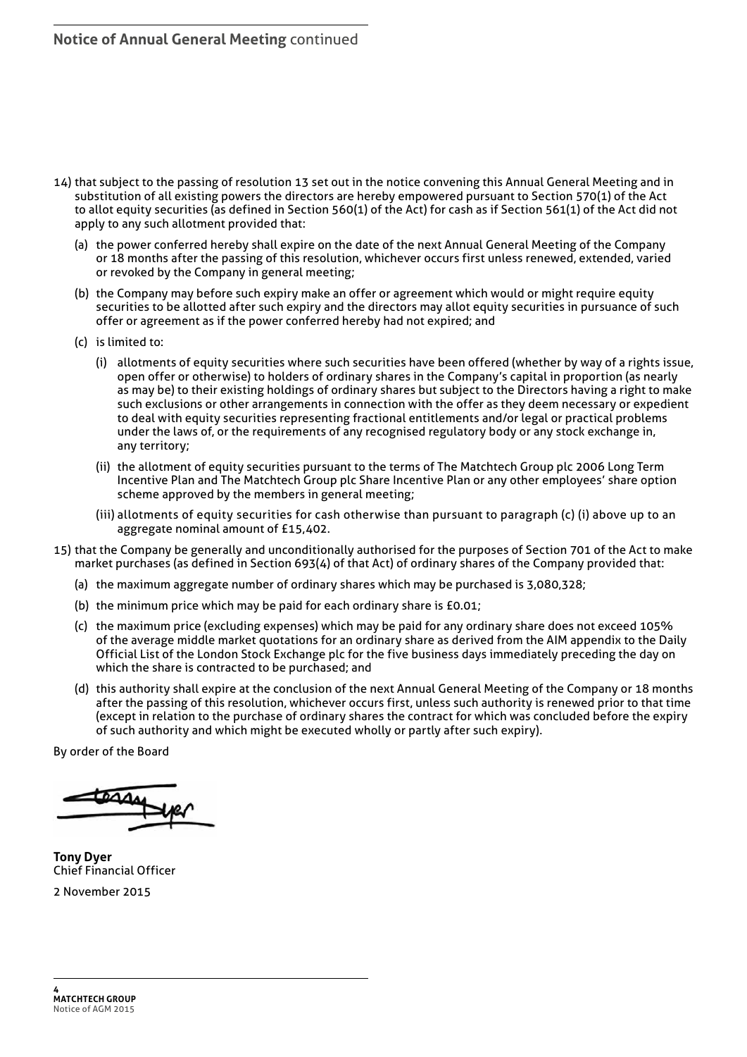14) that subject to the passing of resolution 13 set out in the notice convening this Annual General Meeting and in substitution of all existing powers the directors are hereby empowered pursuant to Section 570(1) of the Act to allot equity securities (as defined in Section 560(1) of the Act) for cash as if Section 561(1) of the Act did not apply to any such allotment provided that:

   (a) the power conferred hereby shall expire on the date of the next Annual General Meeting of the Company or 18 months after the passing of this resolution, whichever occurs first unless renewed, extended, varied or revoked by the Company in general meeting;

   (b) the Company may before such expiry make an offer or agreement which would or might require equity securities to be allotted after such expiry and the directors may allot equity securities in pursuance of such offer or agreement as if the power conferred hereby had not expired; and

   (c) is limited to:

      (i) allotments of equity securities where such securities have been offered (whether by way of a rights issue, open offer or otherwise) to holders of ordinary shares in the Company's capital in proportion (as nearly as may be) to their existing holdings of ordinary shares but subject to the Directors having a right to make such exclusions or other arrangements in connection with the offer as they deem necessary or expedient to deal with equity securities representing fractional entitlements and/or legal or practical problems under the laws of, or the requirements of any recognised regulatory body or any stock exchange in, any territory;

      (ii) the allotment of equity securities pursuant to the terms of The Matchtech Group plc 2006 Long Term Incentive Plan and The Matchtech Group plc Share Incentive Plan or any other employees' share option scheme approved by the members in general meeting;

      (iii) allotments of equity securities for cash otherwise than pursuant to paragraph (c) (i) above up to an aggregate nominal amount of £15,402.

15) that the Company be generally and unconditionally authorised for the purposes of Section 701 of the Act to make market purchases (as defined in Section 693(4) of that Act) of ordinary shares of the Company provided that:

   (a) the maximum aggregate number of ordinary shares which may be purchased is 3,080,328;

   (b) the minimum price which may be paid for each ordinary share is £0.01;

   (c) the maximum price (excluding expenses) which may be paid for any ordinary share does not exceed 105% of the average middle market quotations for an ordinary share as derived from the AIM appendix to the Daily Official List of the London Stock Exchange plc for the five business days immediately preceding the day on which the share is contracted to be purchased; and

   (d) this authority shall expire at the conclusion of the next Annual General Meeting of the Company or 18 months after the passing of this resolution, whichever occurs first, unless such authority is renewed prior to that time (except in relation to the purchase of ordinary shares the contract for which was concluded before the expiry of such authority and which might be executed wholly or partly after such expiry).

By order of the Board

**Tony Dyer**
Chief Financial Officer

2 November 2015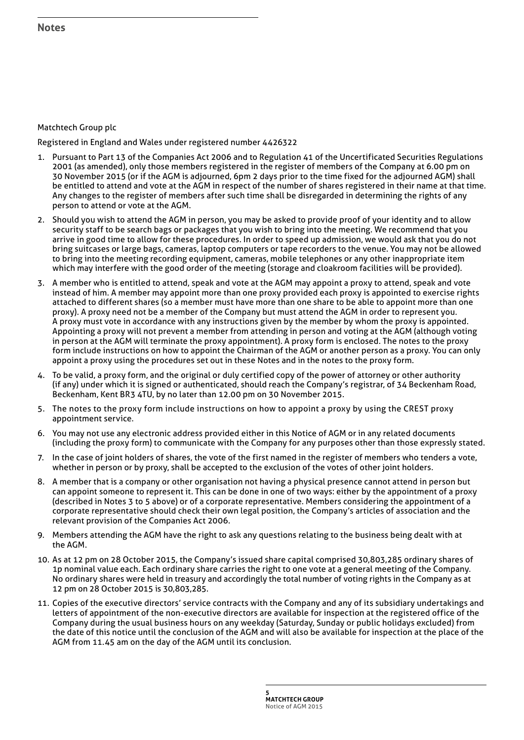## Notes

Matchtech Group plc

Registered in England and Wales under registered number 4426322

1. Pursuant to Part 13 of the Companies Act 2006 and to Regulation 41 of the Uncertificated Securities Regulations 2001 (as amended), only those members registered in the register of members of the Company at 6.00 pm on 30 November 2015 (or if the AGM is adjourned, 6pm 2 days prior to the time fixed for the adjourned AGM) shall be entitled to attend and vote at the AGM in respect of the number of shares registered in their name at that time. Any changes to the register of members after such time shall be disregarded in determining the rights of any person to attend or vote at the AGM.
2. Should you wish to attend the AGM in person, you may be asked to provide proof of your identity and to allow security staff to be search bags or packages that you wish to bring into the meeting. We recommend that you arrive in good time to allow for these procedures. In order to speed up admission, we would ask that you do not bring suitcases or large bags, cameras, laptop computers or tape recorders to the venue. You may not be allowed to bring into the meeting recording equipment, cameras, mobile telephones or any other inappropriate item which may interfere with the good order of the meeting (storage and cloakroom facilities will be provided).
3. A member who is entitled to attend, speak and vote at the AGM may appoint a proxy to attend, speak and vote instead of him. A member may appoint more than one proxy provided each proxy is appointed to exercise rights attached to different shares (so a member must have more than one share to be able to appoint more than one proxy). A proxy need not be a member of the Company but must attend the AGM in order to represent you. A proxy must vote in accordance with any instructions given by the member by whom the proxy is appointed. Appointing a proxy will not prevent a member from attending in person and voting at the AGM (although voting in person at the AGM will terminate the proxy appointment). A proxy form is enclosed. The notes to the proxy form include instructions on how to appoint the Chairman of the AGM or another person as a proxy. You can only appoint a proxy using the procedures set out in these Notes and in the notes to the proxy form.
4. To be valid, a proxy form, and the original or duly certified copy of the power of attorney or other authority (if any) under which it is signed or authenticated, should reach the Company's registrar, of 34 Beckenham Road, Beckenham, Kent BR3 4TU, by no later than 12.00 pm on 30 November 2015.
5. The notes to the proxy form include instructions on how to appoint a proxy by using the CREST proxy appointment service.
6. You may not use any electronic address provided either in this Notice of AGM or in any related documents (including the proxy form) to communicate with the Company for any purposes other than those expressly stated.
7. In the case of joint holders of shares, the vote of the first named in the register of members who tenders a vote, whether in person or by proxy, shall be accepted to the exclusion of the votes of other joint holders.
8. A member that is a company or other organisation not having a physical presence cannot attend in person but can appoint someone to represent it. This can be done in one of two ways: either by the appointment of a proxy (described in Notes 3 to 5 above) or of a corporate representative. Members considering the appointment of a corporate representative should check their own legal position, the Company's articles of association and the relevant provision of the Companies Act 2006.
9. Members attending the AGM have the right to ask any questions relating to the business being dealt with at the AGM.
10. As at 12 pm on 28 October 2015, the Company's issued share capital comprised 30,803,285 ordinary shares of 1p nominal value each. Each ordinary share carries the right to one vote at a general meeting of the Company. No ordinary shares were held in treasury and accordingly the total number of voting rights in the Company as at 12 pm on 28 October 2015 is 30,803,285.
11. Copies of the executive directors' service contracts with the Company and any of its subsidiary undertakings and letters of appointment of the non-executive directors are available for inspection at the registered office of the Company during the usual business hours on any weekday (Saturday, Sunday or public holidays excluded) from the date of this notice until the conclusion of the AGM and will also be available for inspection at the place of the AGM from 11.45 am on the day of the AGM until its conclusion.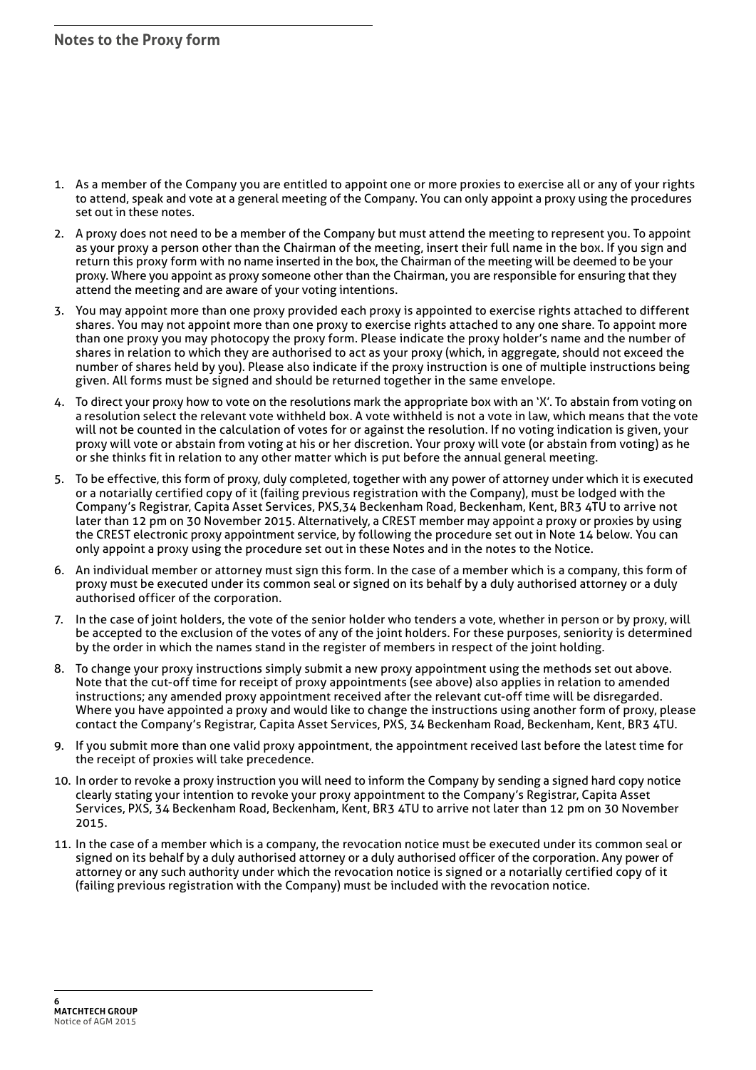## Notes to the Proxy form

1. As a member of the Company you are entitled to appoint one or more proxies to exercise all or any of your rights to attend, speak and vote at a general meeting of the Company. You can only appoint a proxy using the procedures set out in these notes.
2. A proxy does not need to be a member of the Company but must attend the meeting to represent you. To appoint as your proxy a person other than the Chairman of the meeting, insert their full name in the box. If you sign and return this proxy form with no name inserted in the box, the Chairman of the meeting will be deemed to be your proxy. Where you appoint as proxy someone other than the Chairman, you are responsible for ensuring that they attend the meeting and are aware of your voting intentions.
3. You may appoint more than one proxy provided each proxy is appointed to exercise rights attached to different shares. You may not appoint more than one proxy to exercise rights attached to any one share. To appoint more than one proxy you may photocopy the proxy form. Please indicate the proxy holder's name and the number of shares in relation to which they are authorised to act as your proxy (which, in aggregate, should not exceed the number of shares held by you). Please also indicate if the proxy instruction is one of multiple instructions being given. All forms must be signed and should be returned together in the same envelope.
4. To direct your proxy how to vote on the resolutions mark the appropriate box with an 'X'. To abstain from voting on a resolution select the relevant vote withheld box. A vote withheld is not a vote in law, which means that the vote will not be counted in the calculation of votes for or against the resolution. If no voting indication is given, your proxy will vote or abstain from voting at his or her discretion. Your proxy will vote (or abstain from voting) as he or she thinks fit in relation to any other matter which is put before the annual general meeting.
5. To be effective, this form of proxy, duly completed, together with any power of attorney under which it is executed or a notarially certified copy of it (failing previous registration with the Company), must be lodged with the Company's Registrar, Capita Asset Services, PXS,34 Beckenham Road, Beckenham, Kent, BR3 4TU to arrive not later than 12 pm on 30 November 2015. Alternatively, a CREST member may appoint a proxy or proxies by using the CREST electronic proxy appointment service, by following the procedure set out in Note 14 below. You can only appoint a proxy using the procedure set out in these Notes and in the notes to the Notice.
6. An individual member or attorney must sign this form. In the case of a member which is a company, this form of proxy must be executed under its common seal or signed on its behalf by a duly authorised attorney or a duly authorised officer of the corporation.
7. In the case of joint holders, the vote of the senior holder who tenders a vote, whether in person or by proxy, will be accepted to the exclusion of the votes of any of the joint holders. For these purposes, seniority is determined by the order in which the names stand in the register of members in respect of the joint holding.
8. To change your proxy instructions simply submit a new proxy appointment using the methods set out above. Note that the cut-off time for receipt of proxy appointments (see above) also applies in relation to amended instructions; any amended proxy appointment received after the relevant cut-off time will be disregarded. Where you have appointed a proxy and would like to change the instructions using another form of proxy, please contact the Company's Registrar, Capita Asset Services, PXS, 34 Beckenham Road, Beckenham, Kent, BR3 4TU.
9. If you submit more than one valid proxy appointment, the appointment received last before the latest time for the receipt of proxies will take precedence.
10. In order to revoke a proxy instruction you will need to inform the Company by sending a signed hard copy notice clearly stating your intention to revoke your proxy appointment to the Company's Registrar, Capita Asset Services, PXS, 34 Beckenham Road, Beckenham, Kent, BR3 4TU to arrive not later than 12 pm on 30 November 2015.
11. In the case of a member which is a company, the revocation notice must be executed under its common seal or signed on its behalf by a duly authorised attorney or a duly authorised officer of the corporation. Any power of attorney or any such authority under which the revocation notice is signed or a notarially certified copy of it (failing previous registration with the Company) must be included with the revocation notice.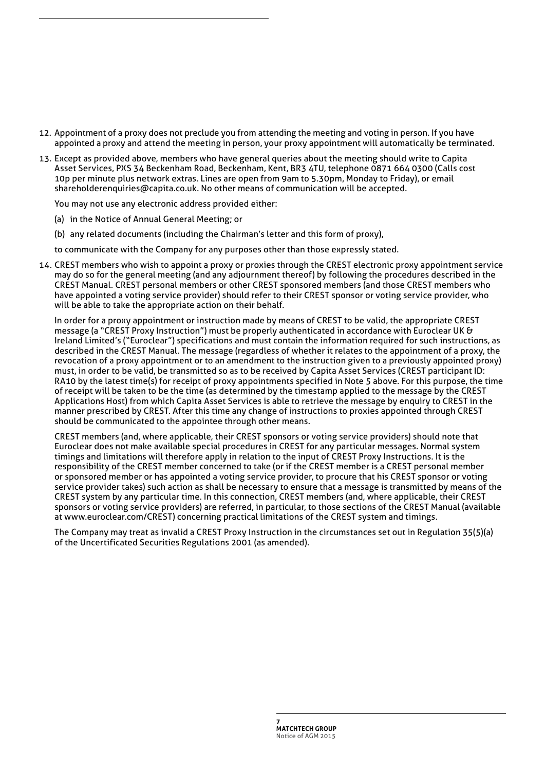12. Appointment of a proxy does not preclude you from attending the meeting and voting in person. If you have appointed a proxy and attend the meeting in person, your proxy appointment will automatically be terminated.

13. Except as provided above, members who have general queries about the meeting should write to Capita Asset Services, PXS 34 Beckenham Road, Beckenham, Kent, BR3 4TU, telephone 0871 664 0300 (Calls cost 10p per minute plus network extras. Lines are open from 9am to 5.30pm, Monday to Friday), or email shareholderenquiries@capita.co.uk. No other means of communication will be accepted.

    You may not use any electronic address provided either:

    (a) in the Notice of Annual General Meeting; or

    (b) any related documents (including the Chairman's letter and this form of proxy),

    to communicate with the Company for any purposes other than those expressly stated.

14. CREST members who wish to appoint a proxy or proxies through the CREST electronic proxy appointment service may do so for the general meeting (and any adjournment thereof) by following the procedures described in the CREST Manual. CREST personal members or other CREST sponsored members (and those CREST members who have appointed a voting service provider) should refer to their CREST sponsor or voting service provider, who will be able to take the appropriate action on their behalf.

    In order for a proxy appointment or instruction made by means of CREST to be valid, the appropriate CREST message (a "CREST Proxy Instruction") must be properly authenticated in accordance with Euroclear UK & Ireland Limited's ("Euroclear") specifications and must contain the information required for such instructions, as described in the CREST Manual. The message (regardless of whether it relates to the appointment of a proxy, the revocation of a proxy appointment or to an amendment to the instruction given to a previously appointed proxy) must, in order to be valid, be transmitted so as to be received by Capita Asset Services (CREST participant ID: RA10 by the latest time(s) for receipt of proxy appointments specified in Note 5 above. For this purpose, the time of receipt will be taken to be the time (as determined by the timestamp applied to the message by the CREST Applications Host) from which Capita Asset Services is able to retrieve the message by enquiry to CREST in the manner prescribed by CREST. After this time any change of instructions to proxies appointed through CREST should be communicated to the appointee through other means.

    CREST members (and, where applicable, their CREST sponsors or voting service providers) should note that Euroclear does not make available special procedures in CREST for any particular messages. Normal system timings and limitations will therefore apply in relation to the input of CREST Proxy Instructions. It is the responsibility of the CREST member concerned to take (or if the CREST member is a CREST personal member or sponsored member or has appointed a voting service provider, to procure that his CREST sponsor or voting service provider takes) such action as shall be necessary to ensure that a message is transmitted by means of the CREST system by any particular time. In this connection, CREST members (and, where applicable, their CREST sponsors or voting service providers) are referred, in particular, to those sections of the CREST Manual (available at www.euroclear.com/CREST) concerning practical limitations of the CREST system and timings.

    The Company may treat as invalid a CREST Proxy Instruction in the circumstances set out in Regulation 35(5)(a) of the Uncertificated Securities Regulations 2001 (as amended).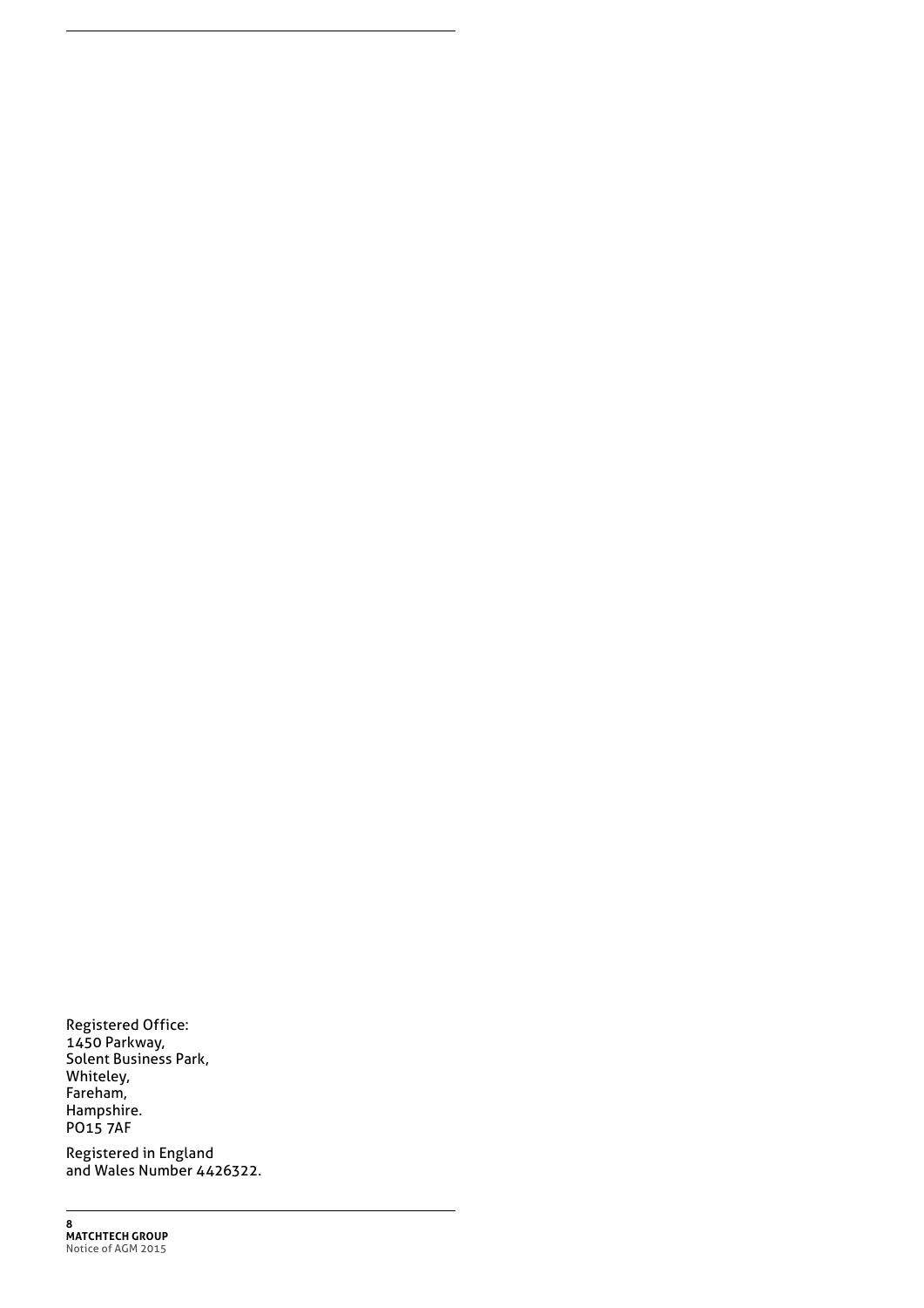Registered Office:
1450 Parkway,
Solent Business Park,
Whiteley,
Fareham,
Hampshire.
PO15 7AF

Registered in England
and Wales Number 4426322.